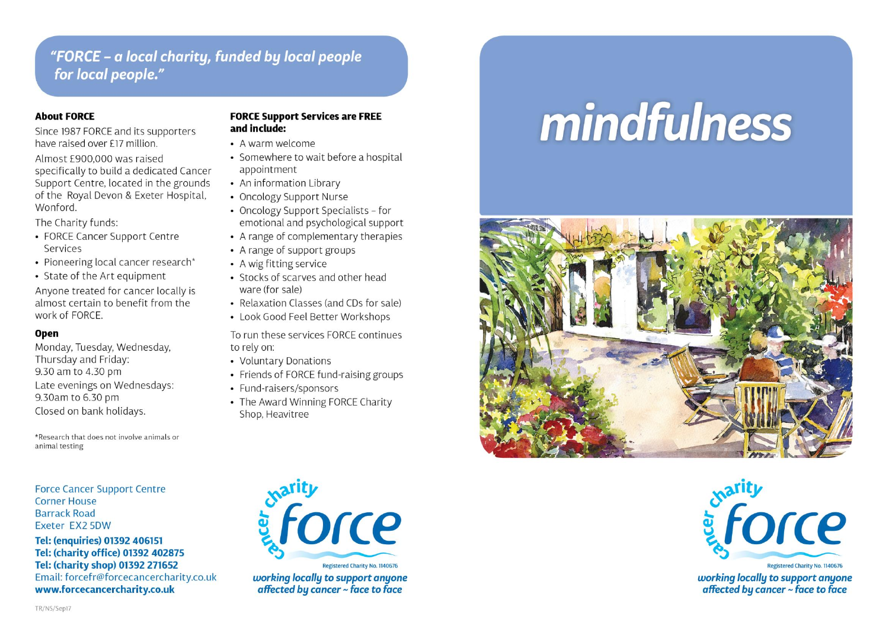## "FORCE – a local charity, funded by local people for local people."

### About FORCE

Since 1987 FORCE and its supporters have raised over £17 million.

Almost £900,000 was raised specifically to build a dedicated Cancer Support Centre, located in the grounds of the Royal Devon & Exeter Hospital, Wonford.

The Charity funds:

- FORCE Cancer Support Centre Services
- Pioneering local cancer research*
- State of the Art equipment

Anyone treated for cancer locally is almost certain to benefit from the work of FORCE.

### Open

Monday, Tuesday, Wednesday, Thursday and Friday:
9.30 am to 4.30 pm

Late evenings on Wednesdays:
9.30am to 6.30 pm

Closed on bank holidays.

*Research that does not involve animals or animal testing

### FORCE Support Services are FREE and include:

- A warm welcome
- Somewhere to wait before a hospital appointment
- An information Library
- Oncology Support Nurse
- Oncology Support Specialists – for emotional and psychological support
- A range of complementary therapies
- A range of support groups
- A wig fitting service
- Stocks of scarves and other head ware (for sale)
- Relaxation Classes (and CDs for sale)
- Look Good Feel Better Workshops

To run these services FORCE continues to rely on:

- Voluntary Donations
- Friends of FORCE fund-raising groups
- Fund-raisers/sponsors
- The Award Winning FORCE Charity Shop, Heavitree

Force Cancer Support Centre
Corner House
Barrack Road
Exeter EX2 5DW

**Tel: (enquiries) 01392 406151**
**Tel: (charity office) 01392 402875**
**Tel: (charity shop) 01392 271652**
Email: forcefr@forcecancercharity.co.uk
**www.forcecancercharity.co.uk**

cancer charity force
Registered Charity No. 1140676

*working locally to support anyone affected by cancer ~ face to face*

TR/NS/Sep17

# mindfulness

cancer charity force
Registered Charity No. 1140676

*working locally to support anyone affected by cancer ~ face to face*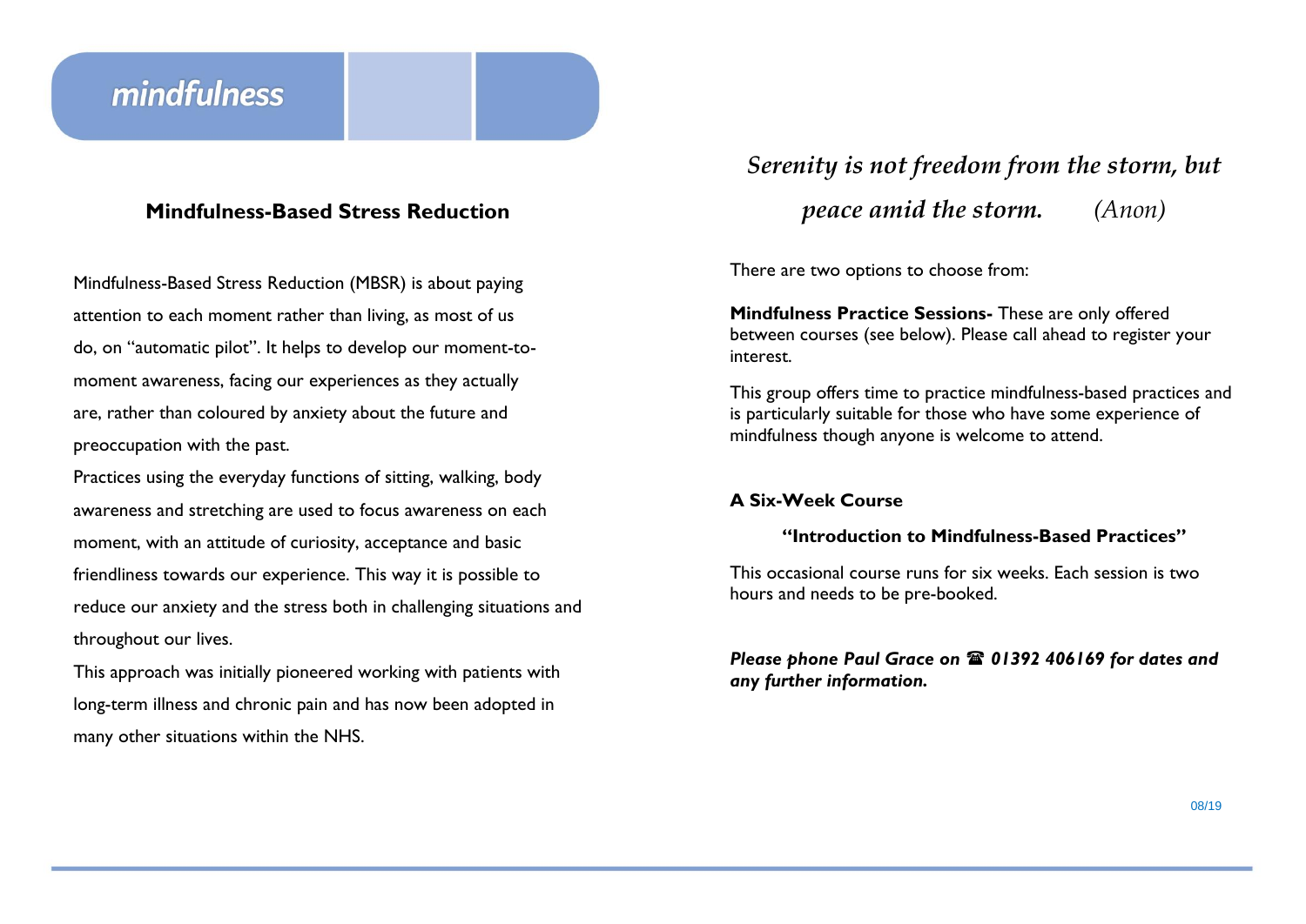# mindfulness

## Mindfulness-Based Stress Reduction

Mindfulness-Based Stress Reduction (MBSR) is about paying attention to each moment rather than living, as most of us do, on "automatic pilot". It helps to develop our moment-to-moment awareness, facing our experiences as they actually are, rather than coloured by anxiety about the future and preoccupation with the past.

Practices using the everyday functions of sitting, walking, body awareness and stretching are used to focus awareness on each moment, with an attitude of curiosity, acceptance and basic friendliness towards our experience. This way it is possible to reduce our anxiety and the stress both in challenging situations and throughout our lives.

This approach was initially pioneered working with patients with long-term illness and chronic pain and has now been adopted in many other situations within the NHS.

*Serenity is not freedom from the storm, but peace amid the storm.* (Anon)

There are two options to choose from:

**Mindfulness Practice Sessions-** These are only offered between courses (see below). Please call ahead to register your interest.

This group offers time to practice mindfulness-based practices and is particularly suitable for those who have some experience of mindfulness though anyone is welcome to attend.

**A Six-Week Course**

**"Introduction to Mindfulness-Based Practices"**

This occasional course runs for six weeks. Each session is two hours and needs to be pre-booked.

***Please phone Paul Grace on ☎ 01392 406169 for dates and any further information.***

08/19